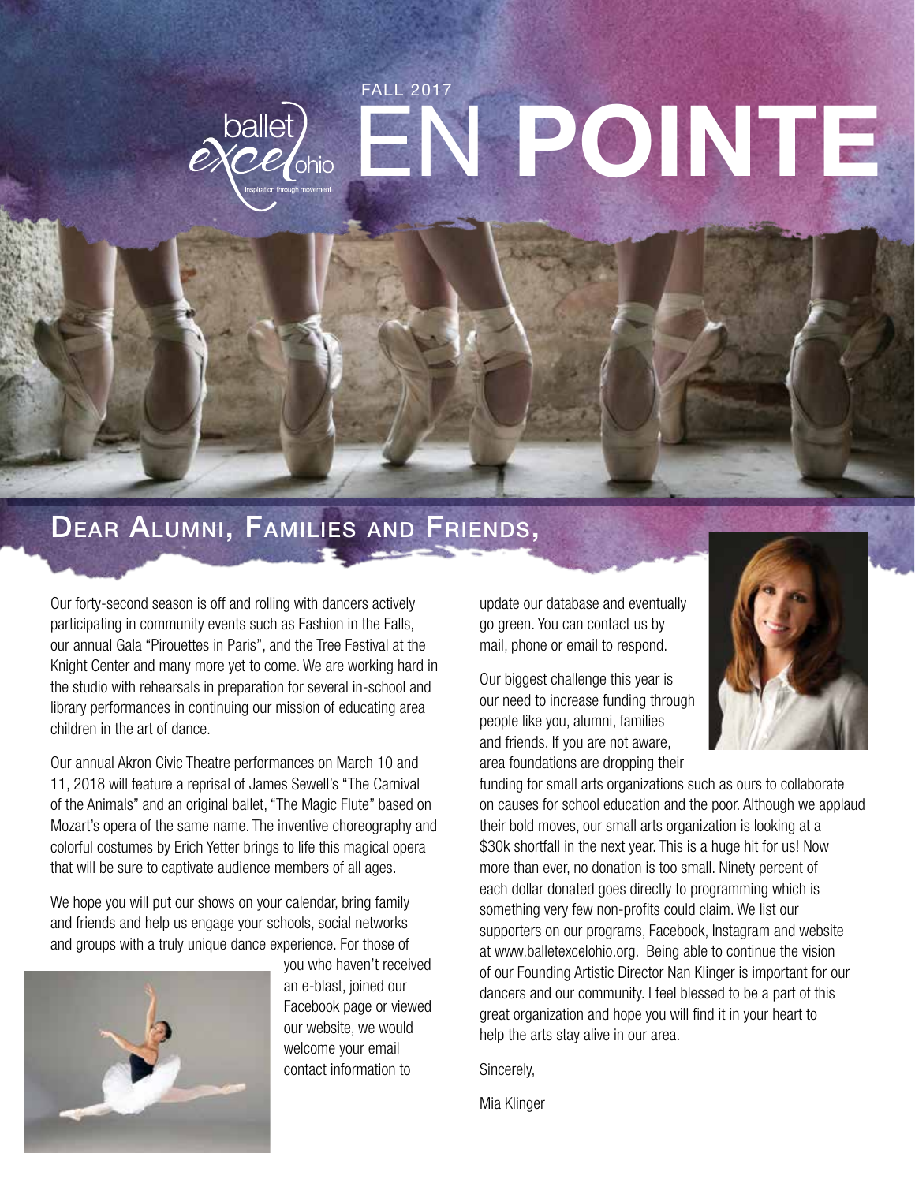ballet excel ohio
Inspiration through movement.

FALL 2017

# EN POINTE

## Dear Alumni, Families and Friends,

Our forty-second season is off and rolling with dancers actively participating in community events such as Fashion in the Falls, our annual Gala "Pirouettes in Paris", and the Tree Festival at the Knight Center and many more yet to come. We are working hard in the studio with rehearsals in preparation for several in-school and library performances in continuing our mission of educating area children in the art of dance.

Our annual Akron Civic Theatre performances on March 10 and 11, 2018 will feature a reprisal of James Sewell's "The Carnival of the Animals" and an original ballet, "The Magic Flute" based on Mozart's opera of the same name. The inventive choreography and colorful costumes by Erich Yetter brings to life this magical opera that will be sure to captivate audience members of all ages.

We hope you will put our shows on your calendar, bring family and friends and help us engage your schools, social networks and groups with a truly unique dance experience. For those of you who haven't received an e-blast, joined our Facebook page or viewed our website, we would welcome your email contact information to update our database and eventually go green. You can contact us by mail, phone or email to respond.

Our biggest challenge this year is our need to increase funding through people like you, alumni, families and friends. If you are not aware, area foundations are dropping their funding for small arts organizations such as ours to collaborate on causes for school education and the poor. Although we applaud their bold moves, our small arts organization is looking at a $30k shortfall in the next year. This is a huge hit for us! Now more than ever, no donation is too small. Ninety percent of each dollar donated goes directly to programming which is something very few non-profits could claim. We list our supporters on our programs, Facebook, Instagram and website at www.balletexcelohio.org. Being able to continue the vision of our Founding Artistic Director Nan Klinger is important for our dancers and our community. I feel blessed to be a part of this great organization and hope you will find it in your heart to help the arts stay alive in our area.

Sincerely,

Mia Klinger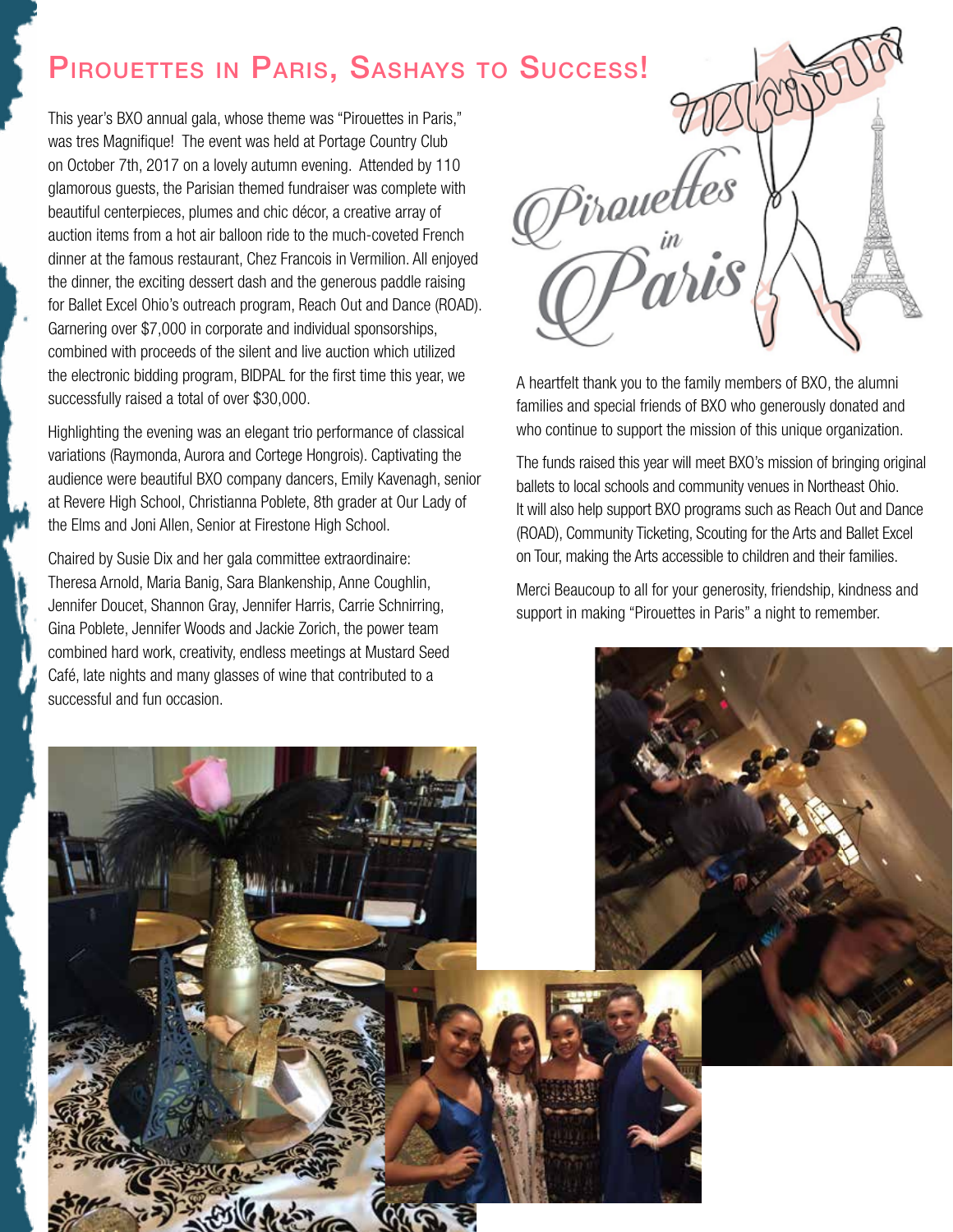# Pirouettes in Paris, Sashays to Success!

This year's BXO annual gala, whose theme was "Pirouettes in Paris," was tres Magnifique! The event was held at Portage Country Club on October 7th, 2017 on a lovely autumn evening. Attended by 110 glamorous guests, the Parisian themed fundraiser was complete with beautiful centerpieces, plumes and chic décor, a creative array of auction items from a hot air balloon ride to the much-coveted French dinner at the famous restaurant, Chez Francois in Vermilion. All enjoyed the dinner, the exciting dessert dash and the generous paddle raising for Ballet Excel Ohio's outreach program, Reach Out and Dance (ROAD). Garnering over $7,000 in corporate and individual sponsorships, combined with proceeds of the silent and live auction which utilized the electronic bidding program, BIDPAL for the first time this year, we successfully raised a total of over $30,000.

Highlighting the evening was an elegant trio performance of classical variations (Raymonda, Aurora and Cortege Hongrois). Captivating the audience were beautiful BXO company dancers, Emily Kavenagh, senior at Revere High School, Christianna Poblete, 8th grader at Our Lady of the Elms and Joni Allen, Senior at Firestone High School.

Chaired by Susie Dix and her gala committee extraordinaire: Theresa Arnold, Maria Banig, Sara Blankenship, Anne Coughlin, Jennifer Doucet, Shannon Gray, Jennifer Harris, Carrie Schnirring, Gina Poblete, Jennifer Woods and Jackie Zorich, the power team combined hard work, creativity, endless meetings at Mustard Seed Café, late nights and many glasses of wine that contributed to a successful and fun occasion.

A heartfelt thank you to the family members of BXO, the alumni families and special friends of BXO who generously donated and who continue to support the mission of this unique organization.

The funds raised this year will meet BXO's mission of bringing original ballets to local schools and community venues in Northeast Ohio. It will also help support BXO programs such as Reach Out and Dance (ROAD), Community Ticketing, Scouting for the Arts and Ballet Excel on Tour, making the Arts accessible to children and their families.

Merci Beaucoup to all for your generosity, friendship, kindness and support in making "Pirouettes in Paris" a night to remember.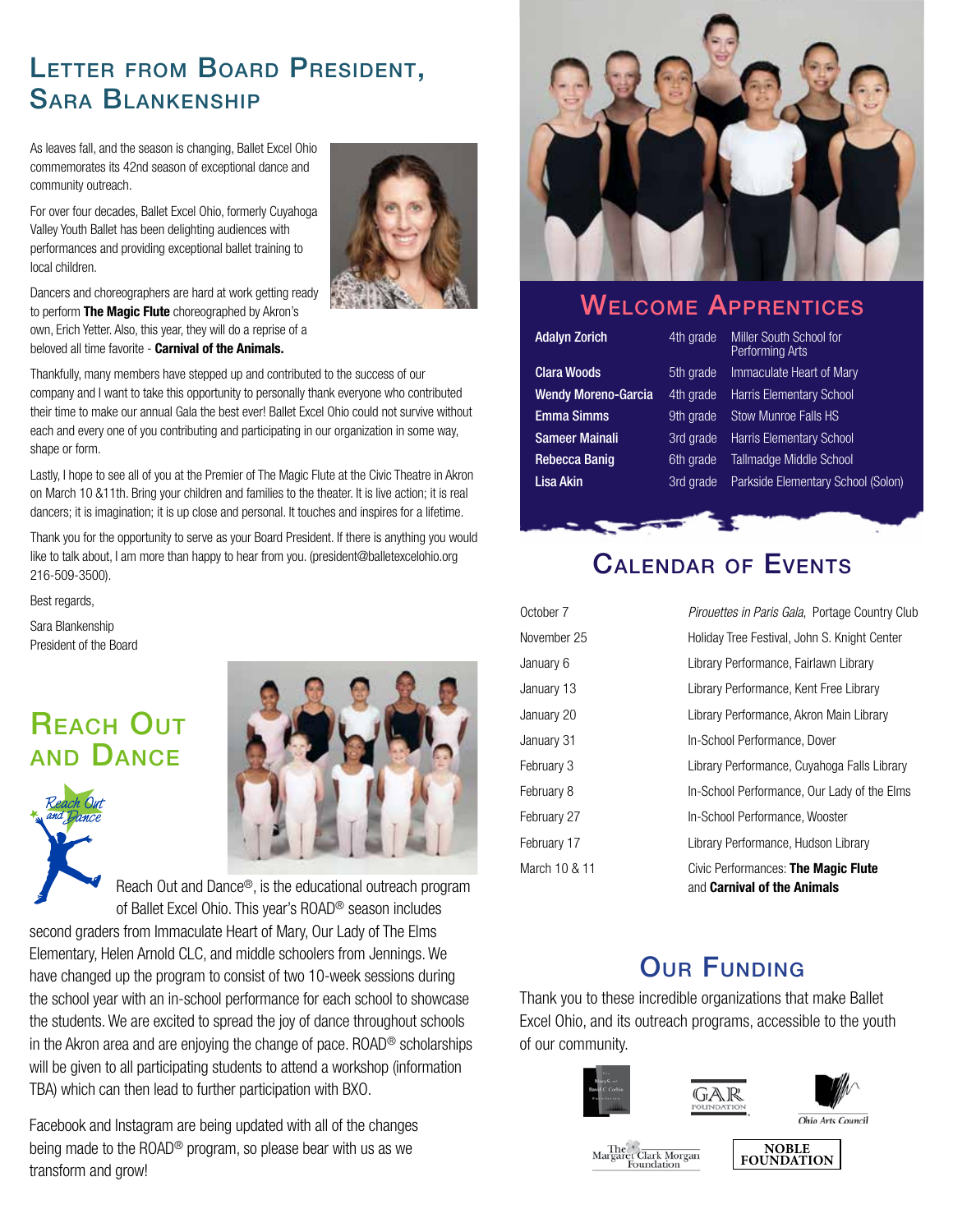## Letter from Board President, Sara Blankenship

As leaves fall, and the season is changing, Ballet Excel Ohio commemorates its 42nd season of exceptional dance and community outreach.

For over four decades, Ballet Excel Ohio, formerly Cuyahoga Valley Youth Ballet has been delighting audiences with performances and providing exceptional ballet training to local children.

Dancers and choreographers are hard at work getting ready to perform **The Magic Flute** choreographed by Akron's own, Erich Yetter. Also, this year, they will do a reprise of a beloved all time favorite - **Carnival of the Animals.**

Thankfully, many members have stepped up and contributed to the success of our company and I want to take this opportunity to personally thank everyone who contributed their time to make our annual Gala the best ever! Ballet Excel Ohio could not survive without each and every one of you contributing and participating in our organization in some way, shape or form.

Lastly, I hope to see all of you at the Premier of The Magic Flute at the Civic Theatre in Akron on March 10 &11th. Bring your children and families to the theater. It is live action; it is real dancers; it is imagination; it is up close and personal. It touches and inspires for a lifetime.

Thank you for the opportunity to serve as your Board President. If there is anything you would like to talk about, I am more than happy to hear from you. (president@balletexcelohio.org 216-509-3500).

Best regards,

Sara Blankenship
President of the Board

## Reach Out and Dance

Reach Out and Dance®, is the educational outreach program of Ballet Excel Ohio. This year's ROAD® season includes second graders from Immaculate Heart of Mary, Our Lady of The Elms Elementary, Helen Arnold CLC, and middle schoolers from Jennings. We have changed up the program to consist of two 10-week sessions during the school year with an in-school performance for each school to showcase the students. We are excited to spread the joy of dance throughout schools in the Akron area and are enjoying the change of pace. ROAD® scholarships will be given to all participating students to attend a workshop (information TBA) which can then lead to further participation with BXO.

Facebook and Instagram are being updated with all of the changes being made to the ROAD® program, so please bear with us as we transform and grow!

## Welcome Apprentices

| | | |
|---|---|---|
| **Adalyn Zorich** | 4th grade | Miller South School for Performing Arts |
| **Clara Woods** | 5th grade | Immaculate Heart of Mary |
| **Wendy Moreno-Garcia** | 4th grade | Harris Elementary School |
| **Emma Simms** | 9th grade | Stow Munroe Falls HS |
| **Sameer Mainali** | 3rd grade | Harris Elementary School |
| **Rebecca Banig** | 6th grade | Tallmadge Middle School |
| **Lisa Akin** | 3rd grade | Parkside Elementary School (Solon) |

## Calendar of Events

| | |
|---|---|
| October 7 | *Pirouettes in Paris Gala*, Portage Country Club |
| November 25 | Holiday Tree Festival, John S. Knight Center |
| January 6 | Library Performance, Fairlawn Library |
| January 13 | Library Performance, Kent Free Library |
| January 20 | Library Performance, Akron Main Library |
| January 31 | In-School Performance, Dover |
| February 3 | Library Performance, Cuyahoga Falls Library |
| February 8 | In-School Performance, Our Lady of the Elms |
| February 27 | In-School Performance, Wooster |
| February 17 | Library Performance, Hudson Library |
| March 10 & 11 | Civic Performances: **The Magic Flute** and **Carnival of the Animals** |

## Our Funding

Thank you to these incredible organizations that make Ballet Excel Ohio, and its outreach programs, accessible to the youth of our community.

Mary S. and David C. Corbin Foundation · GAR Foundation · Ohio Arts Council · The Margaret Clark Morgan Foundation · Noble Foundation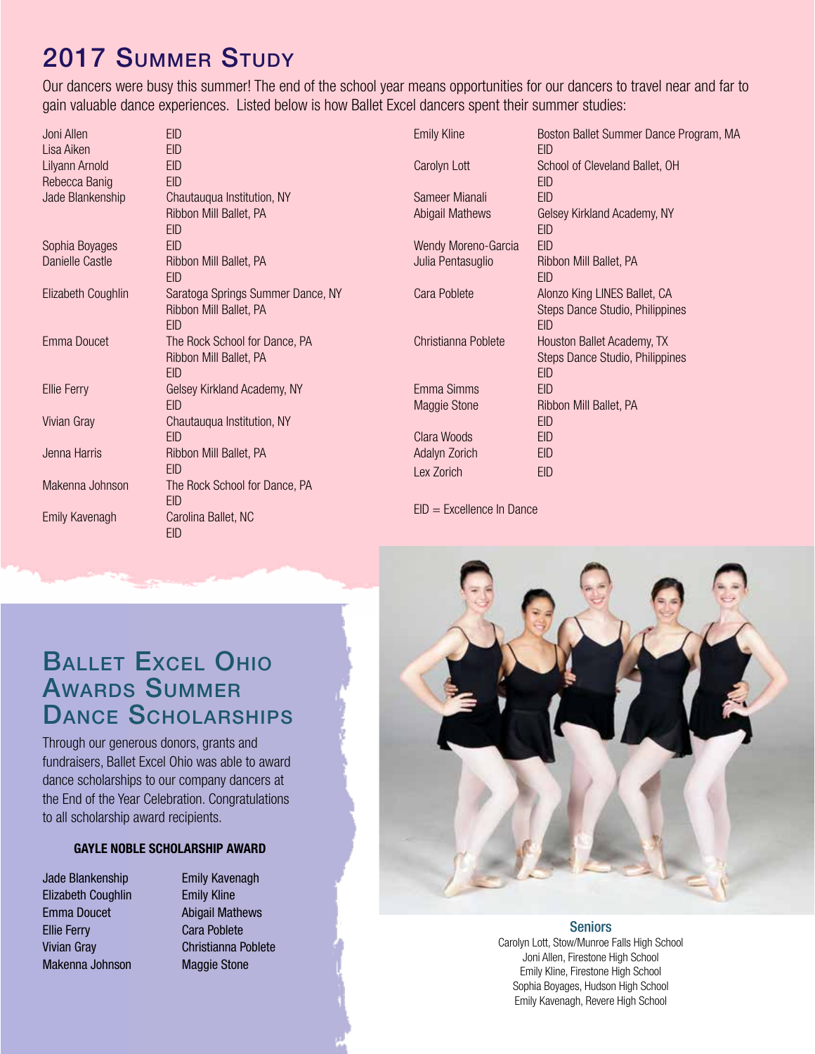## 2017 Summer Study

Our dancers were busy this summer! The end of the school year means opportunities for our dancers to travel near and far to gain valuable dance experiences. Listed below is how Ballet Excel dancers spent their summer studies:

| Dancer | Summer Study |
|---|---|
| Joni Allen | EID |
| Lisa Aiken | EID |
| Lilyann Arnold | EID |
| Rebecca Banig | EID |
| Jade Blankenship | Chautauqua Institution, NY<br>Ribbon Mill Ballet, PA<br>EID |
| Sophia Boyages | EID |
| Danielle Castle | Ribbon Mill Ballet, PA<br>EID |
| Elizabeth Coughlin | Saratoga Springs Summer Dance, NY<br>Ribbon Mill Ballet, PA<br>EID |
| Emma Doucet | The Rock School for Dance, PA<br>Ribbon Mill Ballet, PA<br>EID |
| Ellie Ferry | Gelsey Kirkland Academy, NY<br>EID |
| Vivian Gray | Chautauqua Institution, NY<br>EID |
| Jenna Harris | Ribbon Mill Ballet, PA<br>EID |
| Makenna Johnson | The Rock School for Dance, PA<br>EID |
| Emily Kavenagh | Carolina Ballet, NC<br>EID |
| Emily Kline | Boston Ballet Summer Dance Program, MA<br>EID |
| Carolyn Lott | School of Cleveland Ballet, OH<br>EID |
| Sameer Mianali | EID |
| Abigail Mathews | Gelsey Kirkland Academy, NY<br>EID |
| Wendy Moreno-Garcia | EID |
| Julia Pentasuglio | Ribbon Mill Ballet, PA<br>EID |
| Cara Poblete | Alonzo King LINES Ballet, CA<br>Steps Dance Studio, Philippines<br>EID |
| Christianna Poblete | Houston Ballet Academy, TX<br>Steps Dance Studio, Philippines<br>EID |
| Emma Simms | EID |
| Maggie Stone | Ribbon Mill Ballet, PA<br>EID |
| Clara Woods | EID |
| Adalyn Zorich | EID |
| Lex Zorich | EID |

EID = Excellence In Dance

## Ballet Excel Ohio Awards Summer Dance Scholarships

Through our generous donors, grants and fundraisers, Ballet Excel Ohio was able to award dance scholarships to our company dancers at the End of the Year Celebration. Congratulations to all scholarship award recipients.

### GAYLE NOBLE SCHOLARSHIP AWARD

- Jade Blankenship
- Elizabeth Coughlin
- Emma Doucet
- Ellie Ferry
- Vivian Gray
- Makenna Johnson
- Emily Kavenagh
- Emily Kline
- Abigail Mathews
- Cara Poblete
- Christianna Poblete
- Maggie Stone

**Seniors**

Carolyn Lott, Stow/Munroe Falls High School
Joni Allen, Firestone High School
Emily Kline, Firestone High School
Sophia Boyages, Hudson High School
Emily Kavenagh, Revere High School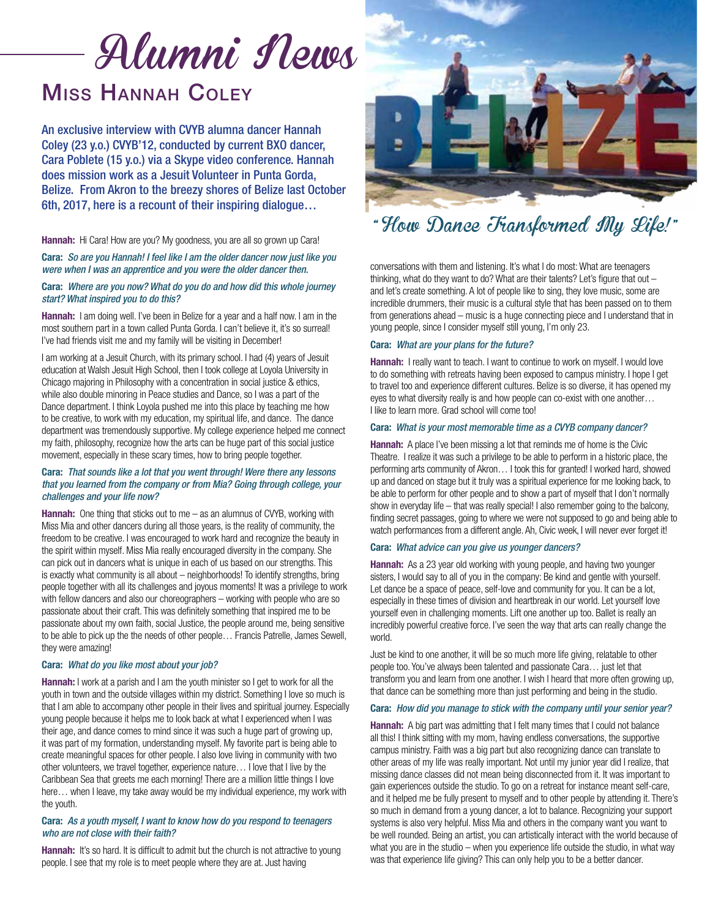# Alumni News

## Miss Hannah Coley

An exclusive interview with CVYB alumna dancer Hannah Coley (23 y.o.) CVYB'12, conducted by current BXO dancer, Cara Poblete (15 y.o.) via a Skype video conference. Hannah does mission work as a Jesuit Volunteer in Punta Gorda, Belize. From Akron to the breezy shores of Belize last October 6th, 2017, here is a recount of their inspiring dialogue…

### "How Dance Transformed My Life!"

**Hannah:** Hi Cara! How are you? My goodness, you are all so grown up Cara!

**Cara:** *So are you Hannah! I feel like I am the older dancer now just like you were when I was an apprentice and you were the older dancer then.*

**Cara:** *Where are you now? What do you do and how did this whole journey start? What inspired you to do this?*

**Hannah:** I am doing well. I've been in Belize for a year and a half now. I am in the most southern part in a town called Punta Gorda. I can't believe it, it's so surreal! I've had friends visit me and my family will be visiting in December!

I am working at a Jesuit Church, with its primary school. I had (4) years of Jesuit education at Walsh Jesuit High School, then I took college at Loyola University in Chicago majoring in Philosophy with a concentration in social justice & ethics, while also double minoring in Peace studies and Dance, so I was a part of the Dance department. I think Loyola pushed me into this place by teaching me how to be creative, to work with my education, my spiritual life, and dance. The dance department was tremendously supportive. My college experience helped me connect my faith, philosophy, recognize how the arts can be huge part of this social justice movement, especially in these scary times, how to bring people together.

**Cara:** *That sounds like a lot that you went through! Were there any lessons that you learned from the company or from Mia? Going through college, your challenges and your life now?*

**Hannah:** One thing that sticks out to me – as an alumnus of CVYB, working with Miss Mia and other dancers during all those years, is the reality of community, the freedom to be creative. I was encouraged to work hard and recognize the beauty in the spirit within myself. Miss Mia really encouraged diversity in the company. She can pick out in dancers what is unique in each of us based on our strengths. This is exactly what community is all about – neighborhoods! To identify strengths, bring people together with all its challenges and joyous moments! It was a privilege to work with fellow dancers and also our choreographers – working with people who are so passionate about their craft. This was definitely something that inspired me to be passionate about my own faith, social Justice, the people around me, being sensitive to be able to pick up the the needs of other people… Francis Patrelle, James Sewell, they were amazing!

**Cara:** *What do you like most about your job?*

**Hannah:** I work at a parish and I am the youth minister so I get to work for all the youth in town and the outside villages within my district. Something I love so much is that I am able to accompany other people in their lives and spiritual journey. Especially young people because it helps me to look back at what I experienced when I was their age, and dance comes to mind since it was such a huge part of growing up, it was part of my formation, understanding myself. My favorite part is being able to create meaningful spaces for other people. I also love living in community with two other volunteers, we travel together, experience nature… I love that I live by the Caribbean Sea that greets me each morning! There are a million little things I love here… when I leave, my take away would be my individual experience, my work with the youth.

**Cara:** *As a youth myself, I want to know how do you respond to teenagers who are not close with their faith?*

**Hannah:** It's so hard. It is difficult to admit but the church is not attractive to young people. I see that my role is to meet people where they are at. Just having conversations with them and listening. It's what I do most: What are teenagers thinking, what do they want to do? What are their talents? Let's figure that out – and let's create something. A lot of people like to sing, they love music, some are incredible drummers, their music is a cultural style that has been passed on to them from generations ahead – music is a huge connecting piece and I understand that in young people, since I consider myself still young, I'm only 23.

**Cara:** *What are your plans for the future?*

**Hannah:** I really want to teach. I want to continue to work on myself. I would love to do something with retreats having been exposed to campus ministry. I hope I get to travel too and experience different cultures. Belize is so diverse, it has opened my eyes to what diversity really is and how people can co-exist with one another… I like to learn more. Grad school will come too!

**Cara:** *What is your most memorable time as a CVYB company dancer?*

**Hannah:** A place I've been missing a lot that reminds me of home is the Civic Theatre. I realize it was such a privilege to be able to perform in a historic place, the performing arts community of Akron… I took this for granted! I worked hard, showed up and danced on stage but it truly was a spiritual experience for me looking back, to be able to perform for other people and to show a part of myself that I don't normally show in everyday life – that was really special! I also remember going to the balcony, finding secret passages, going to where we were not supposed to go and being able to watch performances from a different angle. Ah, Civic week, I will never ever forget it!

**Cara:** *What advice can you give us younger dancers?*

**Hannah:** As a 23 year old working with young people, and having two younger sisters, I would say to all of you in the company: Be kind and gentle with yourself. Let dance be a space of peace, self-love and community for you. It can be a lot, especially in these times of division and heartbreak in our world. Let yourself love yourself even in challenging moments. Lift one another up too. Ballet is really an incredibly powerful creative force. I've seen the way that arts can really change the world.

Just be kind to one another, it will be so much more life giving, relatable to other people too. You've always been talented and passionate Cara… just let that transform you and learn from one another. I wish I heard that more often growing up, that dance can be something more than just performing and being in the studio.

**Cara:** *How did you manage to stick with the company until your senior year?*

**Hannah:** A big part was admitting that I felt many times that I could not balance all this! I think sitting with my mom, having endless conversations, the supportive campus ministry. Faith was a big part but also recognizing dance can translate to other areas of my life was really important. Not until my junior year did I realize, that missing dance classes did not mean being disconnected from it. It was important to gain experiences outside the studio. To go on a retreat for instance meant self-care, and it helped me be fully present to myself and to other people by attending it. There's so much in demand from a young dancer, a lot to balance. Recognizing your support systems is also very helpful. Miss Mia and others in the company want you want to be well rounded. Being an artist, you can artistically interact with the world because of what you are in the studio – when you experience life outside the studio, in what way was that experience life giving? This can only help you to be a better dancer.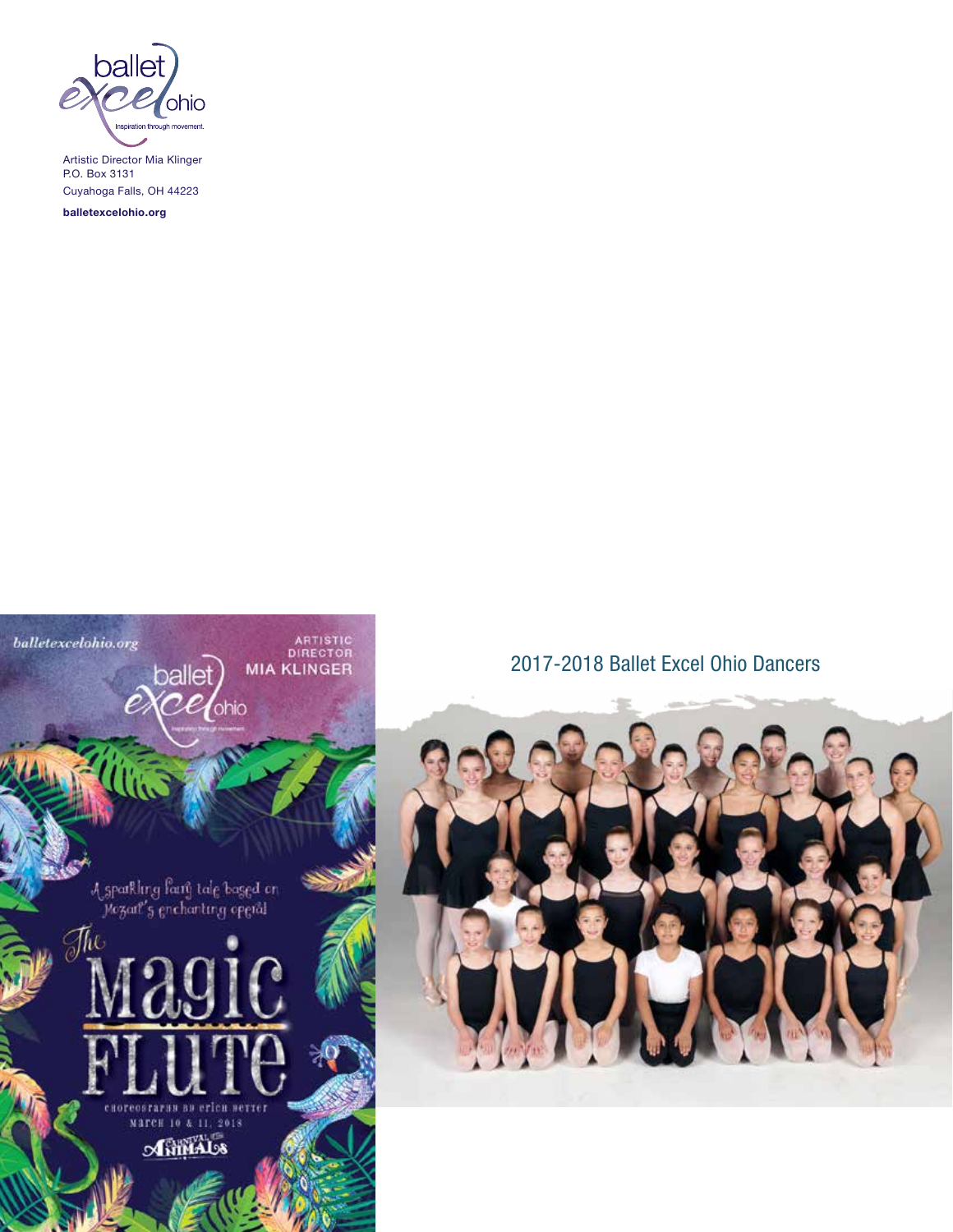Artistic Director Mia Klinger
P.O. Box 3131
Cuyahoga Falls, OH 44223

**balletexcelohio.org**

## 2017-2018 Ballet Excel Ohio Dancers